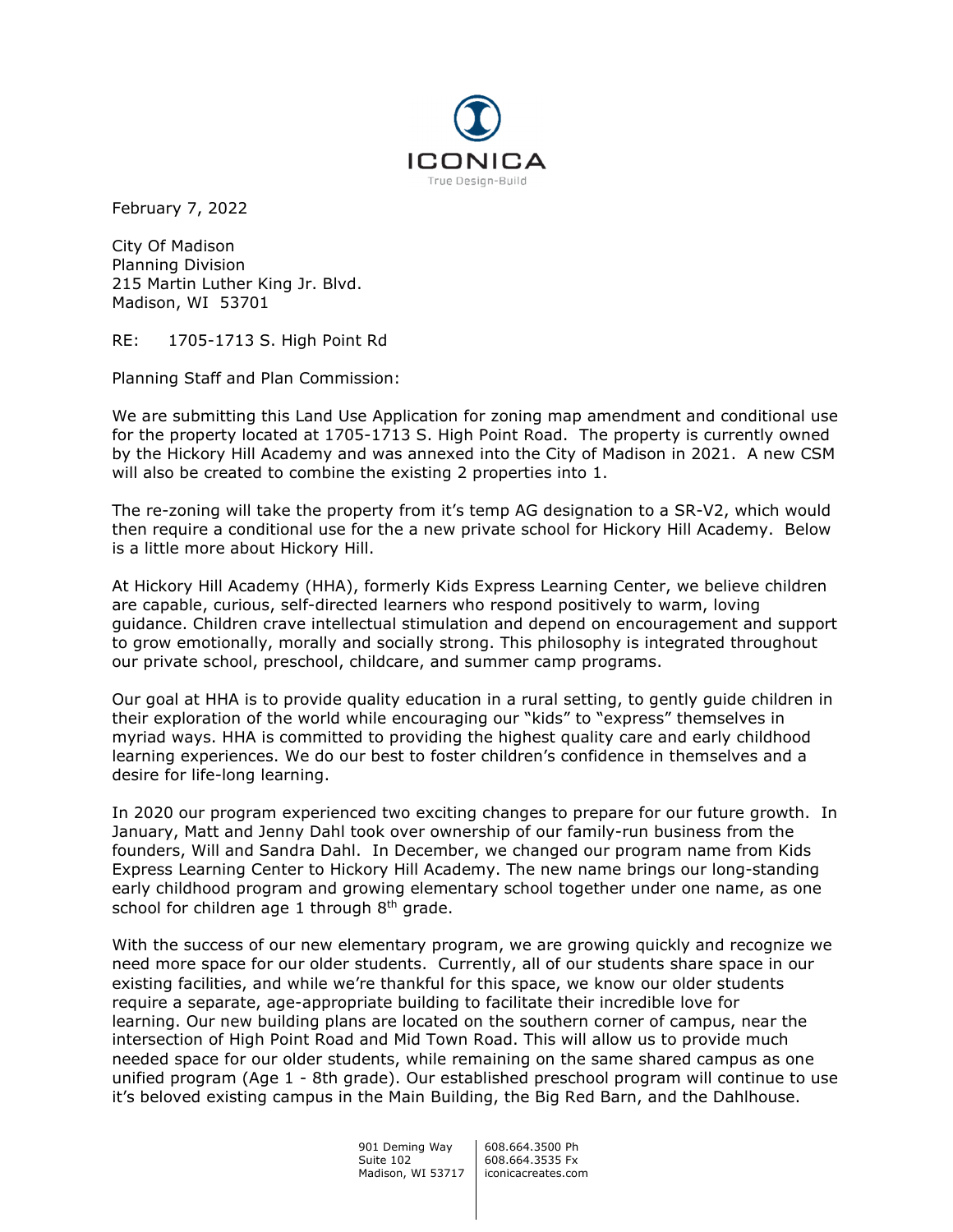ICONICA
True Design-Build

February 7, 2022

City Of Madison
Planning Division
215 Martin Luther King Jr. Blvd.
Madison, WI 53701

RE: 1705-1713 S. High Point Rd

Planning Staff and Plan Commission:

We are submitting this Land Use Application for zoning map amendment and conditional use for the property located at 1705-1713 S. High Point Road. The property is currently owned by the Hickory Hill Academy and was annexed into the City of Madison in 2021. A new CSM will also be created to combine the existing 2 properties into 1.

The re-zoning will take the property from it's temp AG designation to a SR-V2, which would then require a conditional use for the a new private school for Hickory Hill Academy. Below is a little more about Hickory Hill.

At Hickory Hill Academy (HHA), formerly Kids Express Learning Center, we believe children are capable, curious, self-directed learners who respond positively to warm, loving guidance. Children crave intellectual stimulation and depend on encouragement and support to grow emotionally, morally and socially strong. This philosophy is integrated throughout our private school, preschool, childcare, and summer camp programs.

Our goal at HHA is to provide quality education in a rural setting, to gently guide children in their exploration of the world while encouraging our "kids" to "express" themselves in myriad ways. HHA is committed to providing the highest quality care and early childhood learning experiences. We do our best to foster children's confidence in themselves and a desire for life-long learning.

In 2020 our program experienced two exciting changes to prepare for our future growth. In January, Matt and Jenny Dahl took over ownership of our family-run business from the founders, Will and Sandra Dahl. In December, we changed our program name from Kids Express Learning Center to Hickory Hill Academy. The new name brings our long-standing early childhood program and growing elementary school together under one name, as one school for children age 1 through 8th grade.

With the success of our new elementary program, we are growing quickly and recognize we need more space for our older students. Currently, all of our students share space in our existing facilities, and while we're thankful for this space, we know our older students require a separate, age-appropriate building to facilitate their incredible love for learning. Our new building plans are located on the southern corner of campus, near the intersection of High Point Road and Mid Town Road. This will allow us to provide much needed space for our older students, while remaining on the same shared campus as one unified program (Age 1 - 8th grade). Our established preschool program will continue to use it's beloved existing campus in the Main Building, the Big Red Barn, and the Dahlhouse.

901 Deming Way
Suite 102
Madison, WI 53717

608.664.3500 Ph
608.664.3535 Fx
iconicacreates.com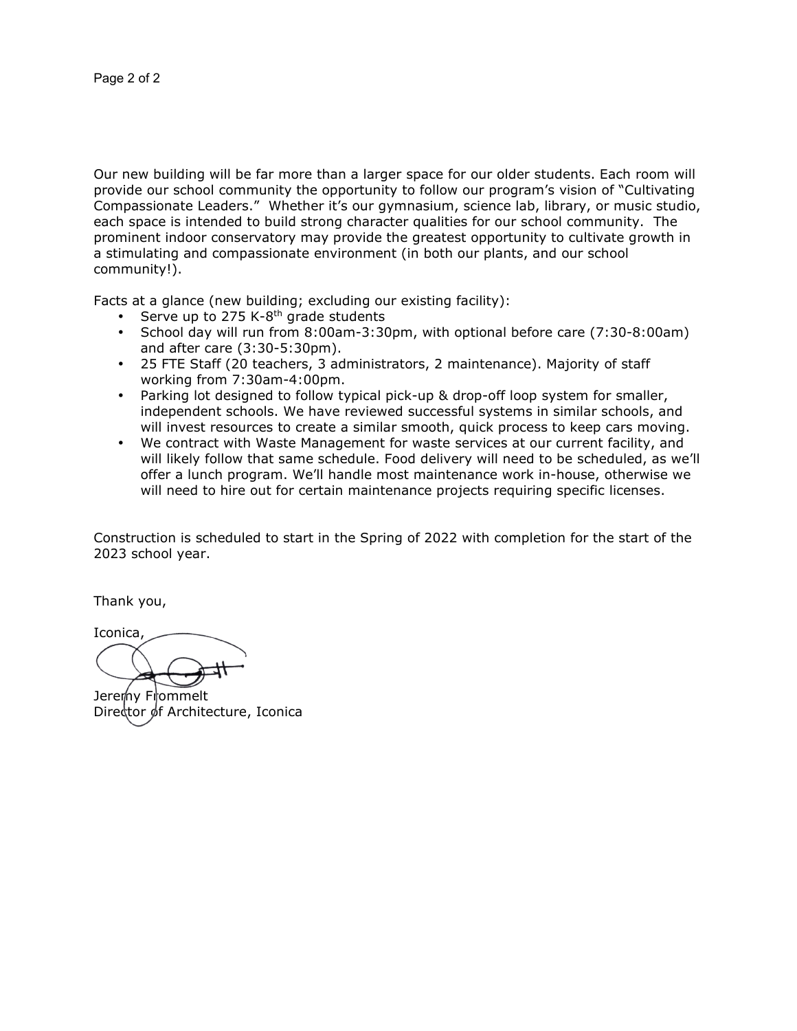Our new building will be far more than a larger space for our older students. Each room will provide our school community the opportunity to follow our program's vision of "Cultivating Compassionate Leaders." Whether it's our gymnasium, science lab, library, or music studio, each space is intended to build strong character qualities for our school community. The prominent indoor conservatory may provide the greatest opportunity to cultivate growth in a stimulating and compassionate environment (in both our plants, and our school community!).

Facts at a glance (new building; excluding our existing facility):

- Serve up to 275 K-8th grade students
- School day will run from 8:00am-3:30pm, with optional before care (7:30-8:00am) and after care (3:30-5:30pm).
- 25 FTE Staff (20 teachers, 3 administrators, 2 maintenance). Majority of staff working from 7:30am-4:00pm.
- Parking lot designed to follow typical pick-up & drop-off loop system for smaller, independent schools. We have reviewed successful systems in similar schools, and will invest resources to create a similar smooth, quick process to keep cars moving.
- We contract with Waste Management for waste services at our current facility, and will likely follow that same schedule. Food delivery will need to be scheduled, as we'll offer a lunch program. We'll handle most maintenance work in-house, otherwise we will need to hire out for certain maintenance projects requiring specific licenses.

Construction is scheduled to start in the Spring of 2022 with completion for the start of the 2023 school year.

Thank you,

Iconica,

Jeremy Frommelt
Director of Architecture, Iconica